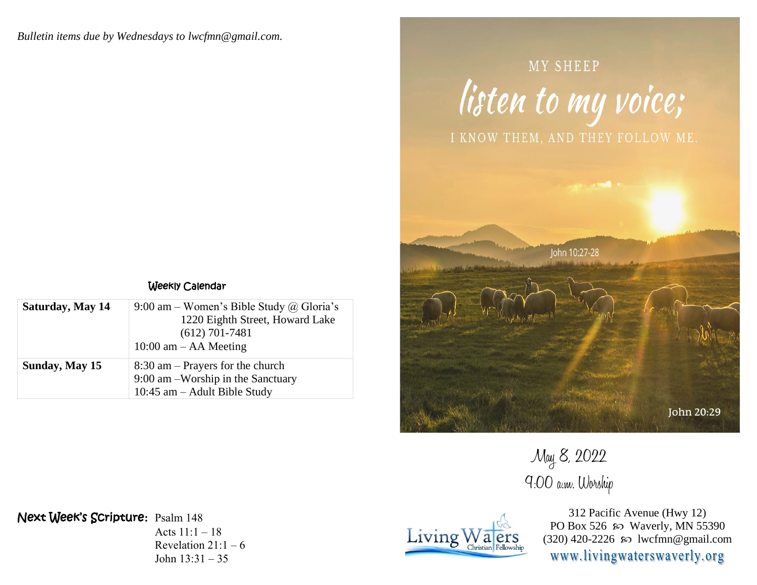*Bulletin items due by Wednesdays to lwcfmn@gmail.com.*

### Weekly Calendar

| | |
|---|---|
| **Saturday, May 14** | 9:00 am – Women's Bible Study @ Gloria's 1220 Eighth Street, Howard Lake (612) 701-7481<br>10:00 am – AA Meeting |
| **Sunday, May 15** | 8:30 am – Prayers for the church<br>9:00 am –Worship in the Sanctuary<br>10:45 am – Adult Bible Study |

**Next Week's Scripture:** Psalm 148
Acts 11:1 – 18
Revelation 21:1 – 6
John 13:31 – 35

MY SHEEP
*listen to my voice;*
I KNOW THEM, AND THEY FOLLOW ME.

John 10:27-28

John 20:29

May 8, 2022
9:00 a.m. Worship

Living Waters Christian Fellowship

312 Pacific Avenue (Hwy 12)
PO Box 526 ꩜ Waverly, MN 55390
(320) 420-2226 ꩜ lwcfmn@gmail.com
www.livingwaterswaverly.org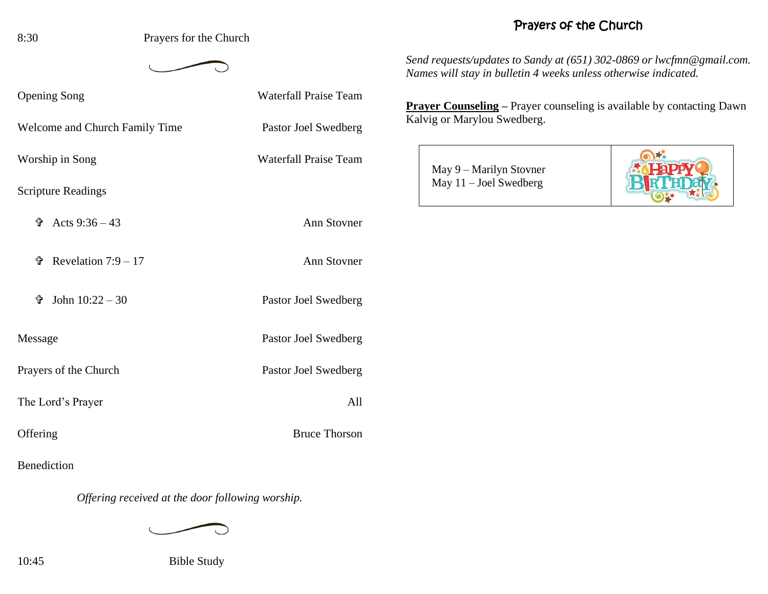8:30 Prayers for the Church

| | |
|---|---|
| Opening Song | Waterfall Praise Team |
| Welcome and Church Family Time | Pastor Joel Swedberg |
| Worship in Song | Waterfall Praise Team |
| Scripture Readings | |
| ✞ Acts 9:36 – 43 | Ann Stovner |
| ✞ Revelation 7:9 – 17 | Ann Stovner |
| ✞ John 10:22 – 30 | Pastor Joel Swedberg |
| Message | Pastor Joel Swedberg |
| Prayers of the Church | Pastor Joel Swedberg |
| The Lord's Prayer | All |
| Offering | Bruce Thorson |
| Benediction | |

*Offering received at the door following worship.*

10:45 Bible Study

## Prayers of the Church

*Send requests/updates to Sandy at (651) 302-0869 or lwcfmn@gmail.com. Names will stay in bulletin 4 weeks unless otherwise indicated.*

**Prayer Counseling** – Prayer counseling is available by contacting Dawn Kalvig or Marylou Swedberg.

May 9 – Marilyn Stovner
May 11 – Joel Swedberg

HAPPY BIRTHDAY